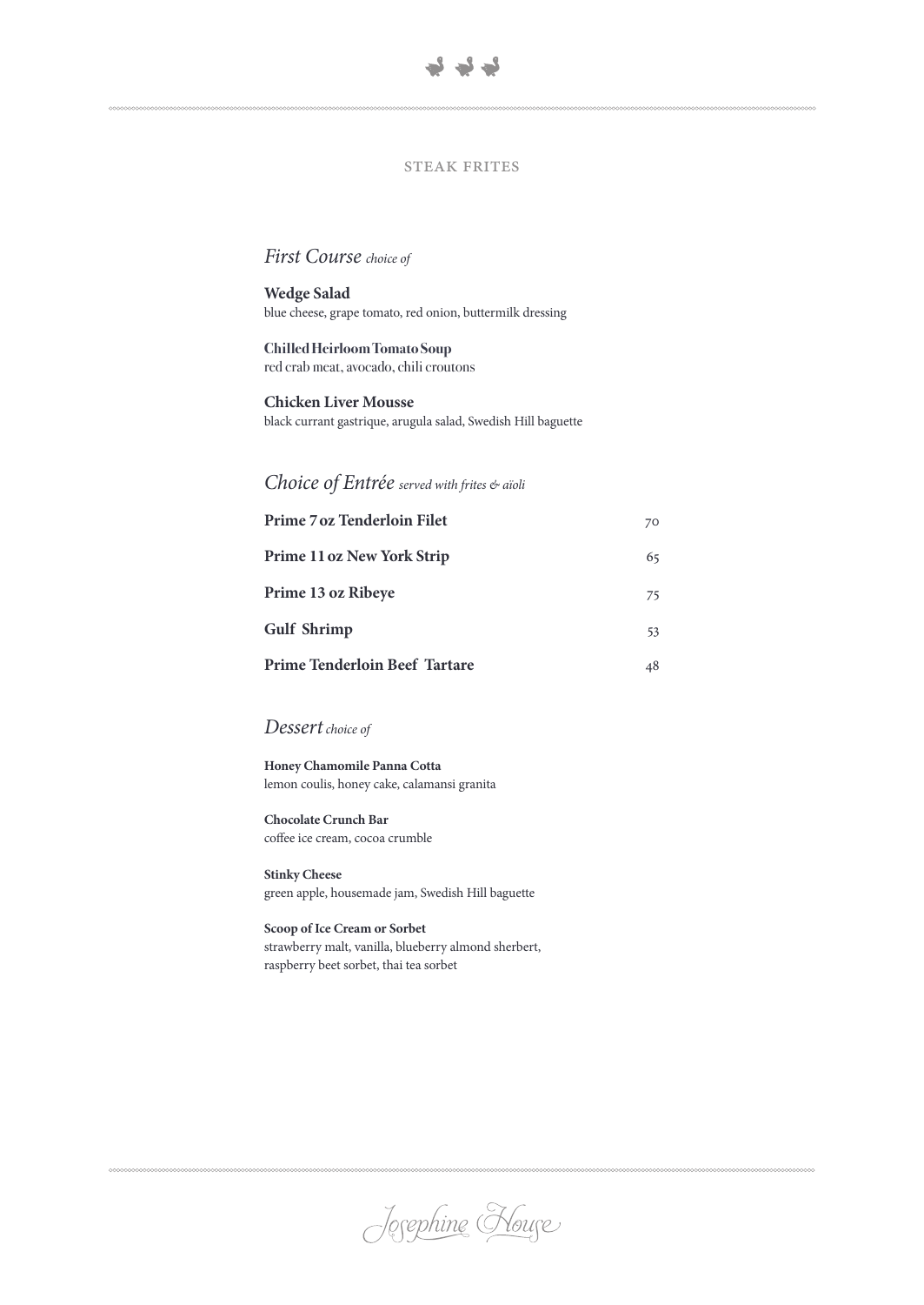# STEAK FRITES

## *First Course* *choice of*

**Wedge Salad**
blue cheese, grape tomato, red onion, buttermilk dressing

**Chilled Heirloom Tomato Soup**
red crab meat, avocado, chili croutons

**Chicken Liver Mousse**
black currant gastrique, arugula salad, Swedish Hill baguette

## *Choice of Entrée* *served with frites & aïoli*

| | |
|---|---|
| **Prime 7 oz Tenderloin Filet** | 70 |
| **Prime 11 oz New York Strip** | 65 |
| **Prime 13 oz Ribeye** | 75 |
| **Gulf Shrimp** | 53 |
| **Prime Tenderloin Beef Tartare** | 48 |

## *Dessert* *choice of*

**Honey Chamomile Panna Cotta**
lemon coulis, honey cake, calamansi granita

**Chocolate Crunch Bar**
coffee ice cream, cocoa crumble

**Stinky Cheese**
green apple, housemade jam, Swedish Hill baguette

**Scoop of Ice Cream or Sorbet**
strawberry malt, vanilla, blueberry almond sherbert,
raspberry beet sorbet, thai tea sorbet

Josephine House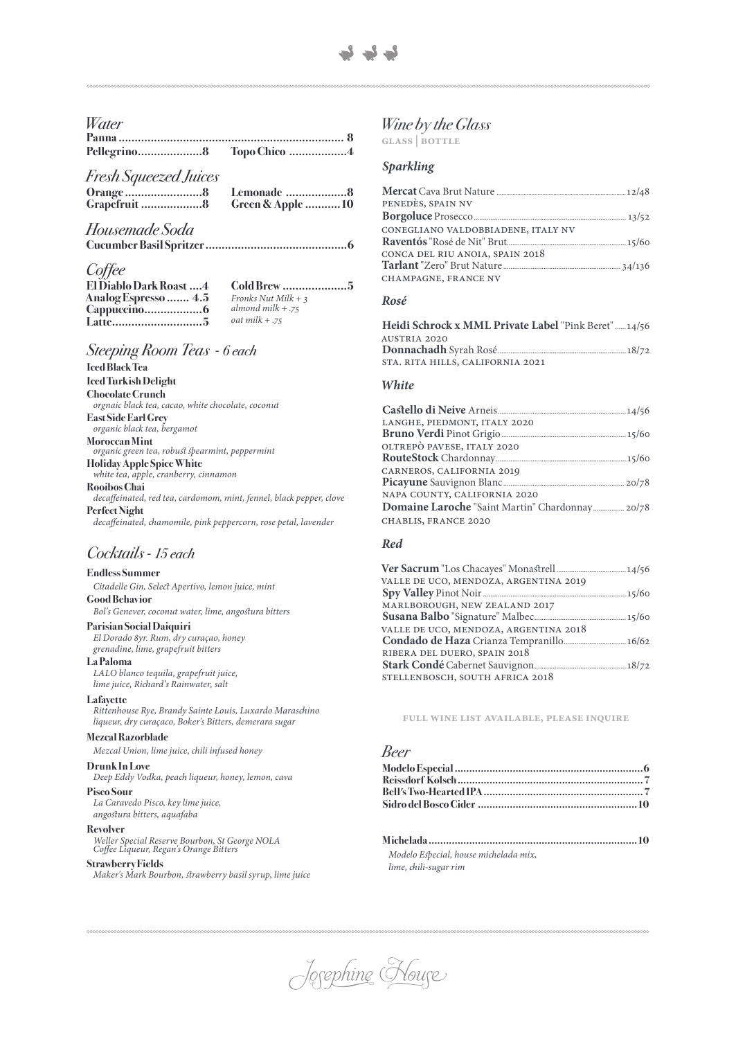## *Water*

**Panna** ........ 8

**Pellegrino** ........ 8 **Topo Chico** ........ 4

## *Fresh Squeezed Juices*

**Orange** ........ 8 **Lemonade** ........ 8

**Grapefruit** ........ 8 **Green & Apple** ........ 10

## *Housemade Soda*

**Cucumber Basil Spritzer** ........ 6

## *Coffee*

**El Diablo Dark Roast** ....4

**Analog Espresso** ....... 4.5

**Cappuccino** ........ 6

**Latte** ........ 5

**Cold Brew** ........ 5

*Fronks Nut Milk + 3*

*almond milk + .75*

*oat milk + .75*

## *Steeping Room Teas - 6 each*

**Iced Black Tea**

**Iced Turkish Delight**

**Chocolate Crunch**
*orgnaic black tea, cacao, white chocolate, coconut*

**East Side Earl Grey**
*organic black tea, bergamot*

**Moroccan Mint**
*organic green tea, robust spearmint, peppermint*

**Holiday Apple Spice White**
*white tea, apple, cranberry, cinnamon*

**Rooibos Chai**
*decaffeinated, red tea, cardomom, mint, fennel, black pepper, clove*

**Perfect Night**
*decaffeinated, chamomile, pink peppercorn, rose petal, lavender*

## *Cocktails - 15 each*

**Endless Summer**
*Citadelle Gin, Select Apertivo, lemon juice, mint*

**Good Behavior**
*Bol's Genever, coconut water, lime, angostura bitters*

**Parisian Social Daiquiri**
*El Dorado 8yr. Rum, dry curaçao, honey grenadine, lime, grapefruit bitters*

**La Paloma**
*LALO blanco tequila, grapefruit juice, lime juice, Richard's Rainwater, salt*

**Lafayette**
*Rittenhouse Rye, Brandy Sainte Louis, Luxardo Maraschino liqueur, dry curaçaco, Boker's Bitters, demerara sugar*

**Mezcal Razorblade**
*Mezcal Union, lime juice, chili infused honey*

**Drunk In Love**
*Deep Eddy Vodka, peach liqueur, honey, lemon, cava*

**Pisco Sour**
*La Caravedo Pisco, key lime juice, angostura bitters, aquafaba*

**Revolver**
*Weller Special Reserve Bourbon, St George NOLA Coffee Liqueur, Regan's Orange Bitters*

**Strawberry Fields**
*Maker's Mark Bourbon, strawberry basil syrup, lime juice*

## *Wine by the Glass*

GLASS | BOTTLE

### *Sparkling*

**Mercat** Cava Brut Nature ........ 12/48
PENEDÈS, SPAIN NV

**Borgoluce** Prosecco ........ 13/52
CONEGLIANO VALDOBBIADENE, ITALY NV

**Raventós** "Rosé de Nit" Brut ........ 15/60
CONCA DEL RIU ANOIA, SPAIN 2018

**Tarlant** "Zero" Brut Nature ........ 34/136
CHAMPAGNE, FRANCE NV

### *Rosé*

**Heidi Schrock x MML Private Label** "Pink Beret" ........ 14/56
AUSTRIA 2020

**Donnachadh** Syrah Rosé ........ 18/72
STA. RITA HILLS, CALIFORNIA 2021

### *White*

**Castello di Neive** Arneis ........ 14/56
LANGHE, PIEDMONT, ITALY 2020

**Bruno Verdi** Pinot Grigio ........ 15/60
OLTREPÒ PAVESE, ITALY 2020

**RouteStock** Chardonnay ........ 15/60
CARNEROS, CALIFORNIA 2019

**Picayune** Sauvignon Blanc ........ 20/78
NAPA COUNTY, CALIFORNIA 2020

**Domaine Laroche** "Saint Martin" Chardonnay ........ 20/78
CHABLIS, FRANCE 2020

### *Red*

**Ver Sacrum** "Los Chacayes" Monastrell ........ 14/56
VALLE DE UCO, MENDOZA, ARGENTINA 2019

**Spy Valley** Pinot Noir ........ 15/60
MARLBOROUGH, NEW ZEALAND 2017

**Susana Balbo** "Signature" Malbec ........ 15/60
VALLE DE UCO, MENDOZA, ARGENTINA 2018

**Condado de Haza** Crianza Tempranillo ........ 16/62
RIBERA DEL DUERO, SPAIN 2018

**Stark Condé** Cabernet Sauvignon ........ 18/72
STELLENBOSCH, SOUTH AFRICA 2018

FULL WINE LIST AVAILABLE, PLEASE INQUIRE

## *Beer*

**Modelo Especial** ........ 6

**Reissdorf Kolsch** ........ 7

**Bell's Two-Hearted IPA** ........ 7

**Sidro del Bosco Cider** ........ 10

**Michelada** ........ 10
*Modelo Especial, house michelada mix, lime, chili-sugar rim*

Josephine House